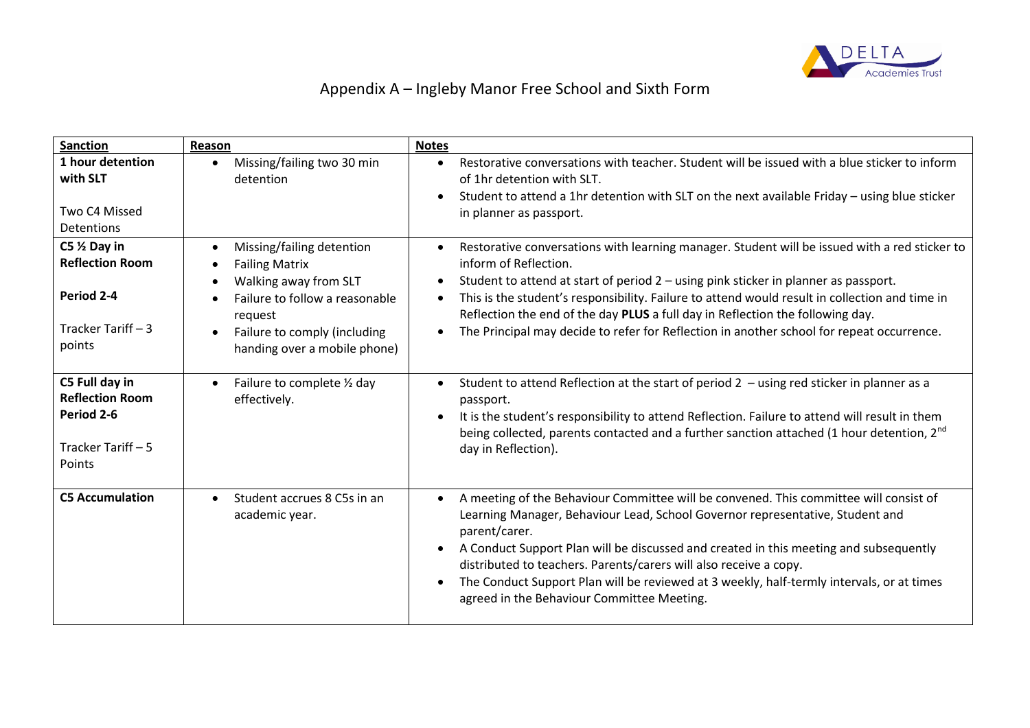# Appendix A – Ingleby Manor Free School and Sixth Form

| **Sanction** | **Reason** | **Notes** |
|---|---|---|
| **1 hour detention with SLT**<br><br>Two C4 Missed Detentions | • Missing/failing two 30 min detention | • Restorative conversations with teacher. Student will be issued with a blue sticker to inform of 1hr detention with SLT.<br>• Student to attend a 1hr detention with SLT on the next available Friday – using blue sticker in planner as passport. |
| **C5 ½ Day in Reflection Room**<br><br>**Period 2-4**<br><br>Tracker Tariff – 3 points | • Missing/failing detention<br>• Failing Matrix<br>• Walking away from SLT<br>• Failure to follow a reasonable request<br>• Failure to comply (including handing over a mobile phone) | • Restorative conversations with learning manager. Student will be issued with a red sticker to inform of Reflection.<br>• Student to attend at start of period 2 – using pink sticker in planner as passport.<br>• This is the student's responsibility. Failure to attend would result in collection and time in Reflection the end of the day **PLUS** a full day in Reflection the following day.<br>• The Principal may decide to refer for Reflection in another school for repeat occurrence. |
| **C5 Full day in Reflection Room**<br>**Period 2-6**<br><br>Tracker Tariff – 5 Points | • Failure to complete ½ day effectively. | • Student to attend Reflection at the start of period 2 – using red sticker in planner as a passport.<br>• It is the student's responsibility to attend Reflection. Failure to attend will result in them being collected, parents contacted and a further sanction attached (1 hour detention, 2nd day in Reflection). |
| **C5 Accumulation** | • Student accrues 8 C5s in an academic year. | • A meeting of the Behaviour Committee will be convened. This committee will consist of Learning Manager, Behaviour Lead, School Governor representative, Student and parent/carer.<br>• A Conduct Support Plan will be discussed and created in this meeting and subsequently distributed to teachers. Parents/carers will also receive a copy.<br>• The Conduct Support Plan will be reviewed at 3 weekly, half-termly intervals, or at times agreed in the Behaviour Committee Meeting. |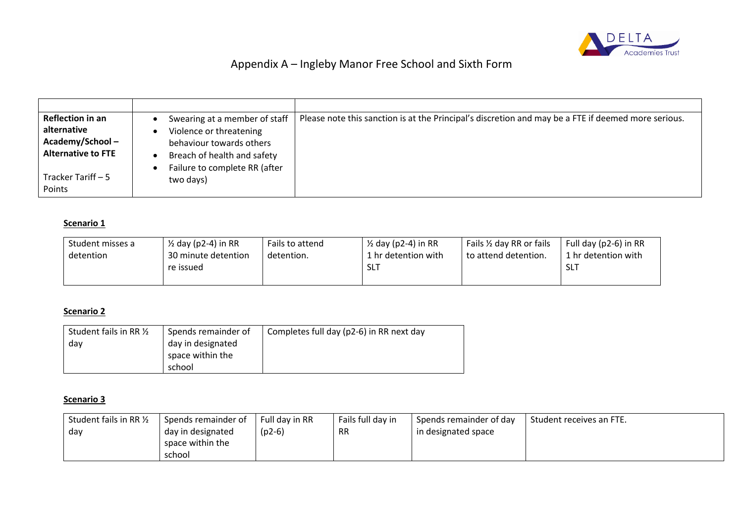## Appendix A – Ingleby Manor Free School and Sixth Form

| | | |
|---|---|---|
| **Reflection in an alternative Academy/School – Alternative to FTE**<br><br>Tracker Tariff – 5 Points | • Swearing at a member of staff<br>• Violence or threatening behaviour towards others<br>• Breach of health and safety<br>• Failure to complete RR (after two days) | Please note this sanction is at the Principal's discretion and may be a FTE if deemed more serious. |

**Scenario 1**

| | | | | | |
|---|---|---|---|---|---|
| Student misses a detention | ½ day (p2-4) in RR 30 minute detention re issued | Fails to attend detention. | ½ day (p2-4) in RR 1 hr detention with SLT | Fails ½ day RR or fails to attend detention. | Full day (p2-6) in RR 1 hr detention with SLT |

**Scenario 2**

| | | |
|---|---|---|
| Student fails in RR ½ day | Spends remainder of day in designated space within the school | Completes full day (p2-6) in RR next day |

**Scenario 3**

| | | | | | |
|---|---|---|---|---|---|
| Student fails in RR ½ day | Spends remainder of day in designated space within the school | Full day in RR (p2-6) | Fails full day in RR | Spends remainder of day in designated space | Student receives an FTE. |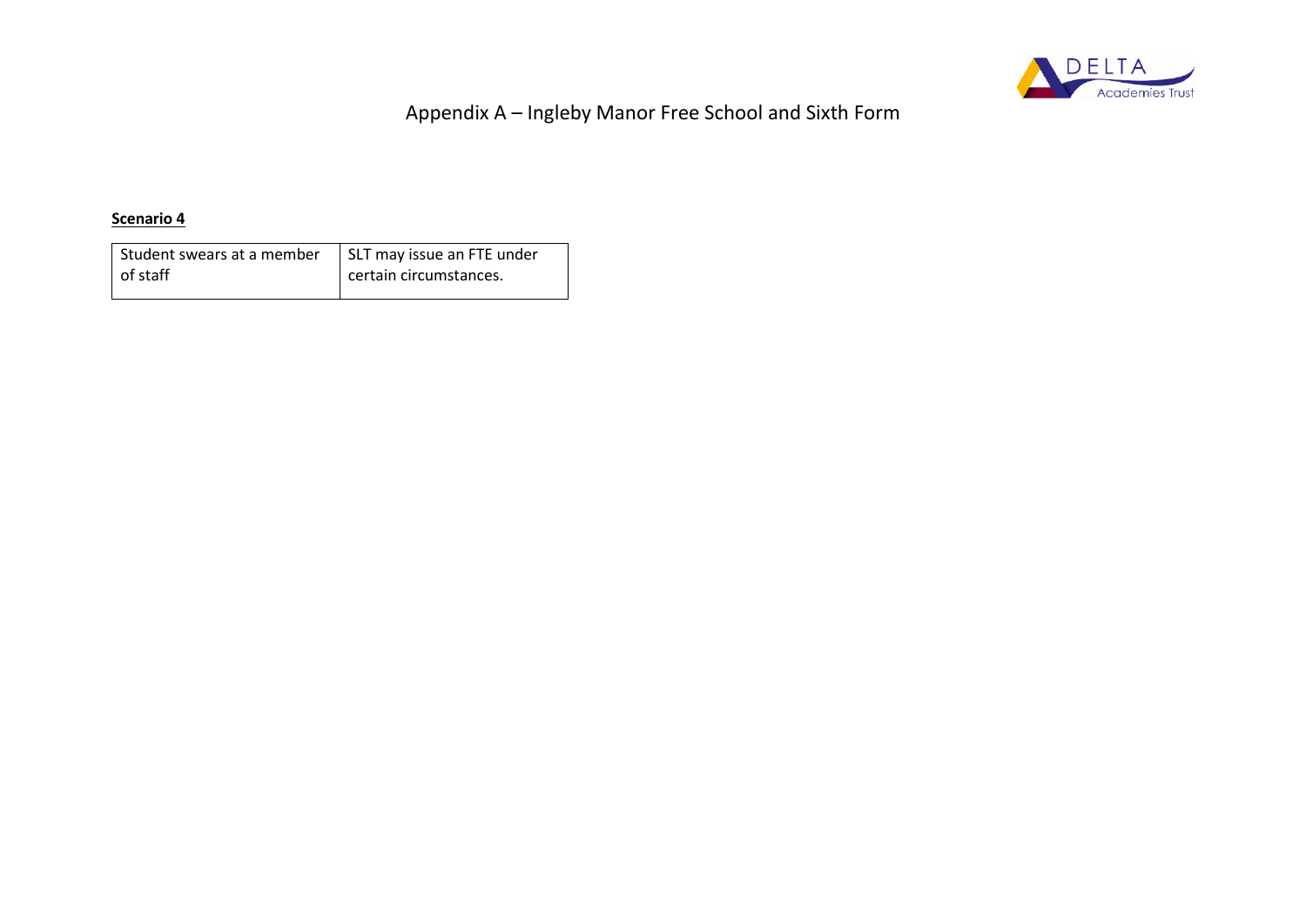# Appendix A – Ingleby Manor Free School and Sixth Form

**Scenario 4**

| | |
|---|---|
| Student swears at a member of staff | SLT may issue an FTE under certain circumstances. |